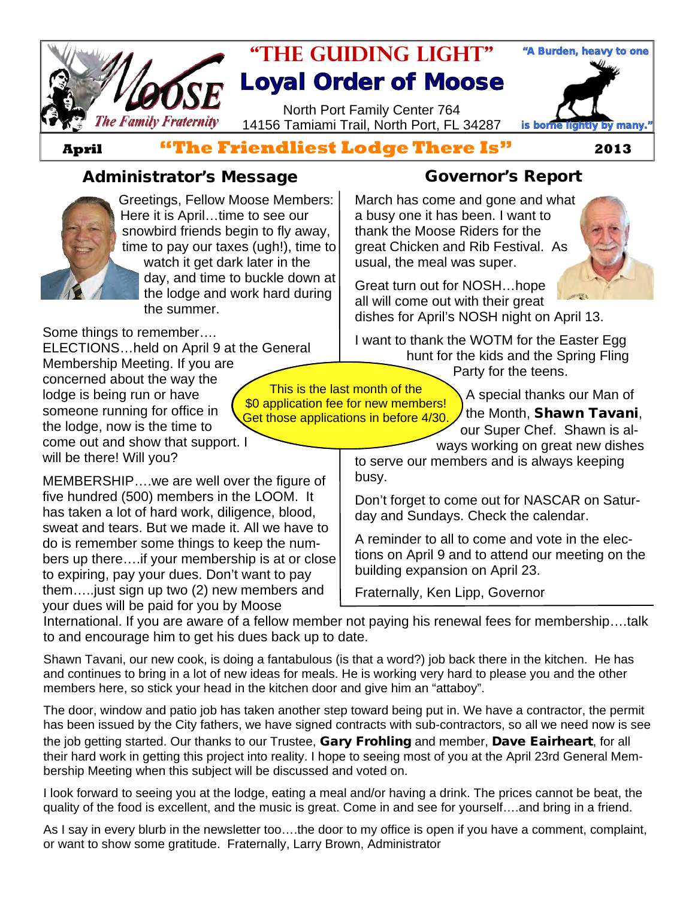# "THE GUIDING LIGHT"

## Loyal Order of Moose

North Port Family Center 764
14156 Tamiami Trail, North Port, FL 34287

"A Burden, heavy to one is borne lightly by many."

**April** — **"The Friendliest Lodge There Is"** — **2013**

## Administrator's Message

Greetings, Fellow Moose Members: Here it is April…time to see our snowbird friends begin to fly away, time to pay our taxes (ugh!), time to watch it get dark later in the day, and time to buckle down at the lodge and work hard during the summer.

Some things to remember….
ELECTIONS…held on April 9 at the General Membership Meeting. If you are concerned about the way the lodge is being run or have someone running for office in the lodge, now is the time to come out and show that support. I will be there! Will you?

MEMBERSHIP….we are well over the figure of five hundred (500) members in the LOOM. It has taken a lot of hard work, diligence, blood, sweat and tears. But we made it. All we have to do is remember some things to keep the numbers up there….if your membership is at or close to expiring, pay your dues. Don't want to pay them…..just sign up two (2) new members and your dues will be paid for you by Moose International. If you are aware of a fellow member not paying his renewal fees for membership….talk to and encourage him to get his dues back up to date.

Shawn Tavani, our new cook, is doing a fantabulous (is that a word?) job back there in the kitchen. He has and continues to bring in a lot of new ideas for meals. He is working very hard to please you and the other members here, so stick your head in the kitchen door and give him an "attaboy".

The door, window and patio job has taken another step toward being put in. We have a contractor, the permit has been issued by the City fathers, we have signed contracts with sub-contractors, so all we need now is see the job getting started. Our thanks to our Trustee, **Gary Frohling** and member, **Dave Eairheart**, for all their hard work in getting this project into reality. I hope to seeing most of you at the April 23rd General Membership Meeting when this subject will be discussed and voted on.

I look forward to seeing you at the lodge, eating a meal and/or having a drink. The prices cannot be beat, the quality of the food is excellent, and the music is great. Come in and see for yourself….and bring in a friend.

As I say in every blurb in the newsletter too….the door to my office is open if you have a comment, complaint, or want to show some gratitude. Fraternally, Larry Brown, Administrator

> This is the last month of the $0 application fee for new members! Get those applications in before 4/30.

## Governor's Report

March has come and gone and what a busy one it has been. I want to thank the Moose Riders for the great Chicken and Rib Festival. As usual, the meal was super.

Great turn out for NOSH…hope all will come out with their great dishes for April's NOSH night on April 13.

I want to thank the WOTM for the Easter Egg hunt for the kids and the Spring Fling Party for the teens.

A special thanks our Man of the Month, **Shawn Tavani**, our Super Chef. Shawn is always working on great new dishes to serve our members and is always keeping busy.

Don't forget to come out for NASCAR on Saturday and Sundays. Check the calendar.

A reminder to all to come and vote in the elections on April 9 and to attend our meeting on the building expansion on April 23.

Fraternally, Ken Lipp, Governor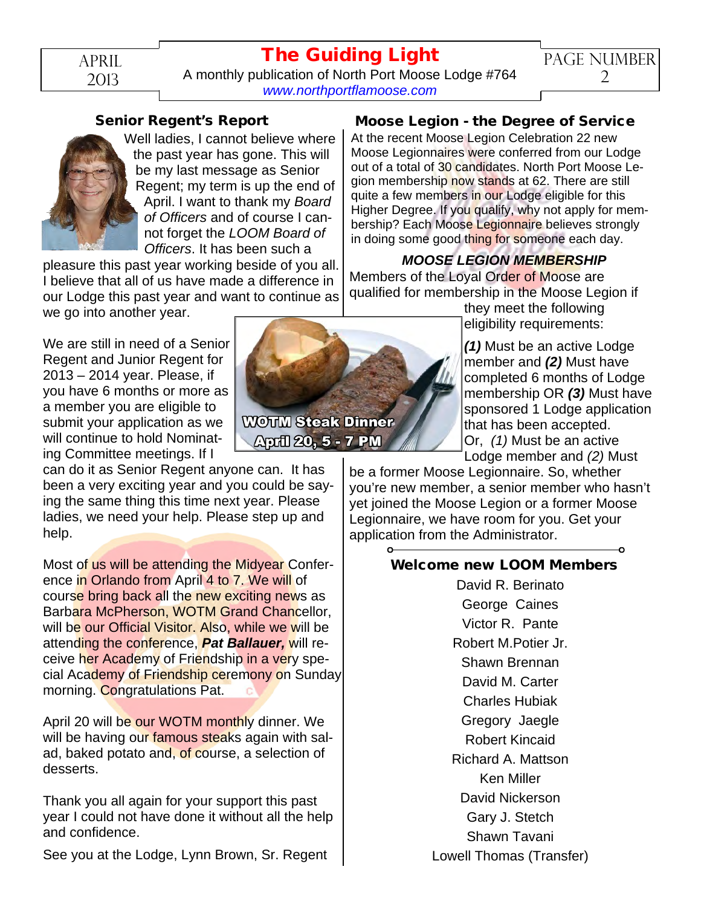## Senior Regent's Report

Well ladies, I cannot believe where the past year has gone. This will be my last message as Senior Regent; my term is up the end of April. I want to thank my *Board of Officers* and of course I cannot forget the *LOOM Board of Officers*. It has been such a pleasure this past year working beside of you all. I believe that all of us have made a difference in our Lodge this past year and want to continue as we go into another year.

We are still in need of a Senior Regent and Junior Regent for 2013 – 2014 year. Please, if you have 6 months or more as a member you are eligible to submit your application as we will continue to hold Nominating Committee meetings. If I can do it as Senior Regent anyone can. It has been a very exciting year and you could be saying the same thing this time next year. Please ladies, we need your help. Please step up and help.

Most of us will be attending the Midyear Conference in Orlando from April 4 to 7. We will of course bring back all the new exciting news as Barbara McPherson, WOTM Grand Chancellor, will be our Official Visitor. Also, while we will be attending the conference, ***Pat Ballauer,*** will receive her Academy of Friendship in a very special Academy of Friendship ceremony on Sunday morning. Congratulations Pat.

April 20 will be our WOTM monthly dinner. We will be having our famous steaks again with salad, baked potato and, of course, a selection of desserts.

Thank you all again for your support this past year I could not have done it without all the help and confidence.

See you at the Lodge, Lynn Brown, Sr. Regent

**WOTM Steak Dinner April 20, 5 - 7 PM**

## Moose Legion - the Degree of Service

At the recent Moose Legion Celebration 22 new Moose Legionnaires were conferred from our Lodge out of a total of 30 candidates. North Port Moose Legion membership now stands at 62. There are still quite a few members in our Lodge eligible for this Higher Degree. If you qualify, why not apply for membership? Each Moose Legionnaire believes strongly in doing some good thing for someone each day.

### *MOOSE LEGION MEMBERSHIP*

Members of the Loyal Order of Moose are qualified for membership in the Moose Legion if they meet the following eligibility requirements:

***(1)*** Must be an active Lodge member and ***(2)*** Must have completed 6 months of Lodge membership OR ***(3)*** Must have sponsored 1 Lodge application that has been accepted.
Or, *(1)* Must be an active Lodge member and *(2)* Must be a former Moose Legionnaire. So, whether you're new member, a senior member who hasn't yet joined the Moose Legion or a former Moose Legionnaire, we have room for you. Get your application from the Administrator.

## Welcome new LOOM Members

David R. Berinato
George Caines
Victor R. Pante
Robert M.Potier Jr.
Shawn Brennan
David M. Carter
Charles Hubiak
Gregory Jaegle
Robert Kincaid
Richard A. Mattson
Ken Miller
David Nickerson
Gary J. Stetch
Shawn Tavani
Lowell Thomas (Transfer)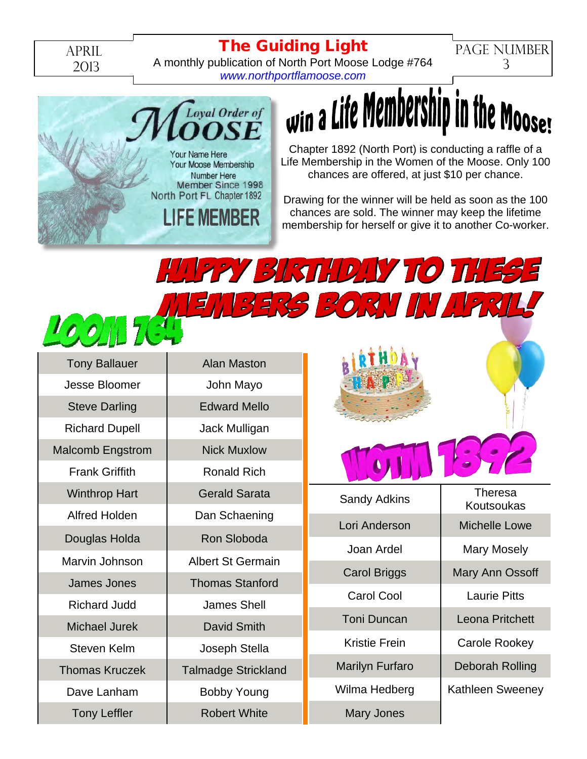# Win a Life Membership in the Moose!

Chapter 1892 (North Port) is conducting a raffle of a Life Membership in the Women of the Moose. Only 100 chances are offered, at just $10 per chance.

Drawing for the winner will be held as soon as the 100 chances are sold. The winner may keep the lifetime membership for herself or give it to another Co-worker.

# HAPPY BIRTHDAY TO THESE MEMBERS BORN IN APRIL!

## LOOM 764

| | |
|---|---|
| Tony Ballauer | Alan Maston |
| Jesse Bloomer | John Mayo |
| Steve Darling | Edward Mello |
| Richard Dupell | Jack Mulligan |
| Malcomb Engstrom | Nick Muxlow |
| Frank Griffith | Ronald Rich |
| Winthrop Hart | Gerald Sarata |
| Alfred Holden | Dan Schaening |
| Douglas Holda | Ron Sloboda |
| Marvin Johnson | Albert St Germain |
| James Jones | Thomas Stanford |
| Richard Judd | James Shell |
| Michael Jurek | David Smith |
| Steven Kelm | Joseph Stella |
| Thomas Kruczek | Talmadge Strickland |
| Dave Lanham | Bobby Young |
| Tony Leffler | Robert White |

## WOTM 1892

| | |
|---|---|
| Sandy Adkins | Theresa Koutsoukas |
| Lori Anderson | Michelle Lowe |
| Joan Ardel | Mary Mosely |
| Carol Briggs | Mary Ann Ossoff |
| Carol Cool | Laurie Pitts |
| Toni Duncan | Leona Pritchett |
| Kristie Frein | Carole Rookey |
| Marilyn Furfaro | Deborah Rolling |
| Wilma Hedberg | Kathleen Sweeney |
| Mary Jones | |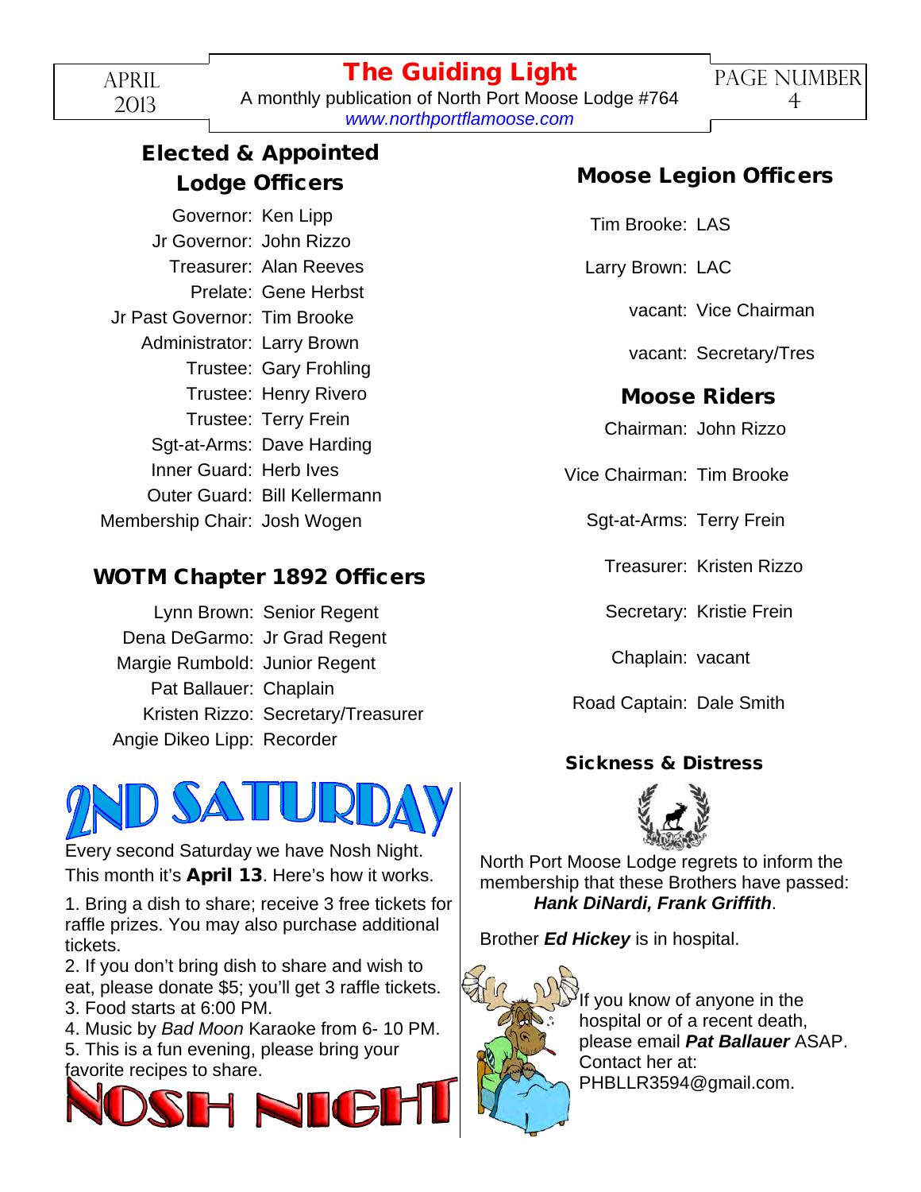## Elected & Appointed Lodge Officers

Governor: Ken Lipp
Jr Governor: John Rizzo
Treasurer: Alan Reeves
Prelate: Gene Herbst
Jr Past Governor: Tim Brooke
Administrator: Larry Brown
Trustee: Gary Frohling
Trustee: Henry Rivero
Trustee: Terry Frein
Sgt-at-Arms: Dave Harding
Inner Guard: Herb Ives
Outer Guard: Bill Kellermann
Membership Chair: Josh Wogen

## WOTM Chapter 1892 Officers

Lynn Brown: Senior Regent
Dena DeGarmo: Jr Grad Regent
Margie Rumbold: Junior Regent
Pat Ballauer: Chaplain
Kristen Rizzo: Secretary/Treasurer
Angie Dikeo Lipp: Recorder

## 2ND SATURDAY

Every second Saturday we have Nosh Night. This month it's **April 13**. Here's how it works.

1. Bring a dish to share; receive 3 free tickets for raffle prizes. You may also purchase additional tickets.
2. If you don't bring dish to share and wish to eat, please donate $5; you'll get 3 raffle tickets.
3. Food starts at 6:00 PM.
4. Music by *Bad Moon* Karaoke from 6- 10 PM.
5. This is a fun evening, please bring your favorite recipes to share.

## NOSH NIGHT

## Moose Legion Officers

Tim Brooke: LAS
Larry Brown: LAC
vacant: Vice Chairman
vacant: Secretary/Tres

## Moose Riders

Chairman: John Rizzo
Vice Chairman: Tim Brooke
Sgt-at-Arms: Terry Frein
Treasurer: Kristen Rizzo
Secretary: Kristie Frein
Chaplain: vacant
Road Captain: Dale Smith

### Sickness & Distress

North Port Moose Lodge regrets to inform the membership that these Brothers have passed: ***Hank DiNardi, Frank Griffith***.

Brother ***Ed Hickey*** is in hospital.

If you know of anyone in the hospital or of a recent death, please email ***Pat Ballauer*** ASAP. Contact her at: PHBLLR3594@gmail.com.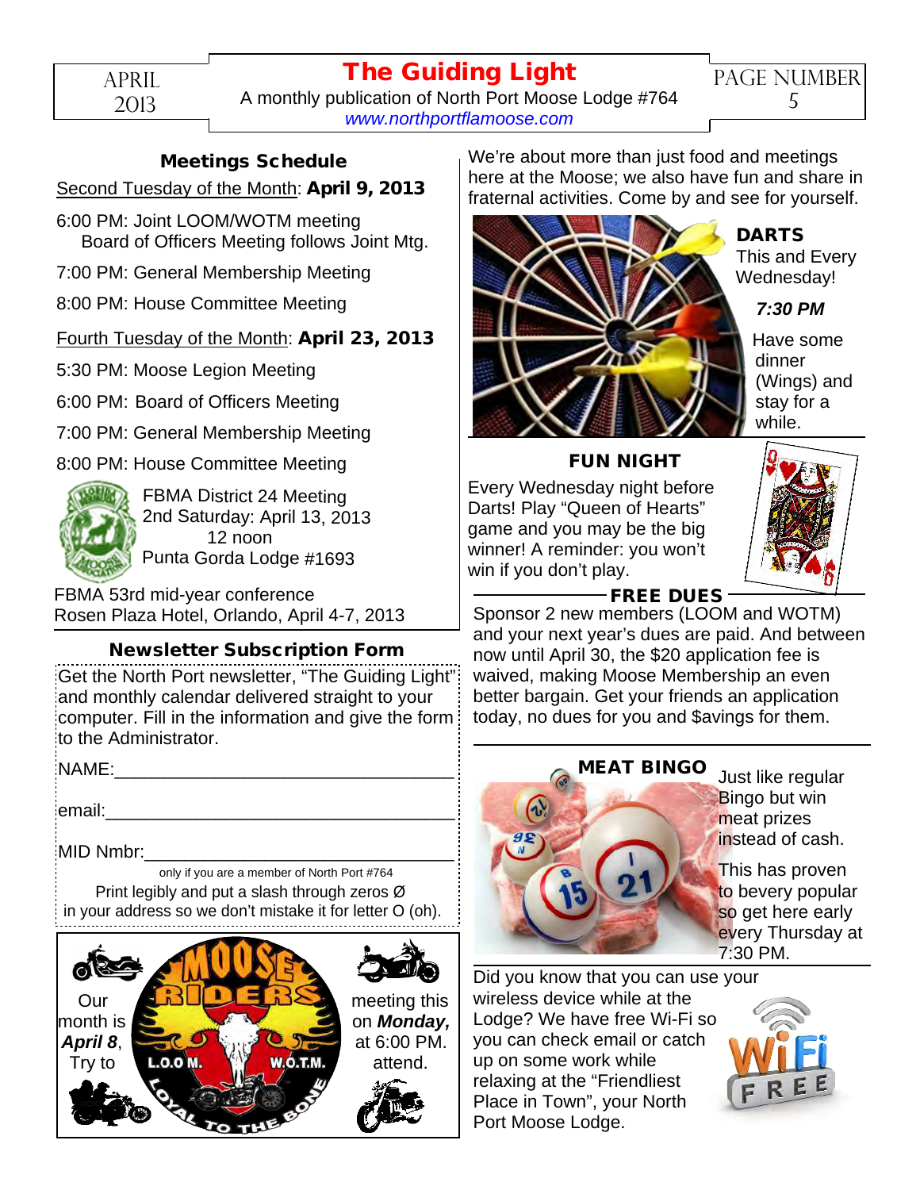## Meetings Schedule

Second Tuesday of the Month: **April 9, 2013**

6:00 PM: Joint LOOM/WOTM meeting
Board of Officers Meeting follows Joint Mtg.

7:00 PM: General Membership Meeting

8:00 PM: House Committee Meeting

Fourth Tuesday of the Month: **April 23, 2013**

5:30 PM: Moose Legion Meeting

6:00 PM: Board of Officers Meeting

7:00 PM: General Membership Meeting

8:00 PM: House Committee Meeting

FBMA District 24 Meeting
2nd Saturday: April 13, 2013
12 noon
Punta Gorda Lodge #1693

FBMA 53rd mid-year conference
Rosen Plaza Hotel, Orlando, April 4-7, 2013

## Newsletter Subscription Form

Get the North Port newsletter, "The Guiding Light" and monthly calendar delivered straight to your computer. Fill in the information and give the form to the Administrator.

NAME:_______________________________

email:_______________________________

MID Nmbr:___________________________

only if you are a member of North Port #764

Print legibly and put a slash through zeros Ø in your address so we don't mistake it for letter O (oh).

Our MOOSE RIDERS meeting this month is on ***Monday, April 8***, at 6:00 PM. Try to attend.

We're about more than just food and meetings here at the Moose; we also have fun and share in fraternal activities. Come by and see for yourself.

### DARTS

This and Every Wednesday!

***7:30 PM***

Have some dinner (Wings) and stay for a while.

### FUN NIGHT

Every Wednesday night before Darts! Play "Queen of Hearts" game and you may be the big winner! A reminder: you won't win if you don't play.

### FREE DUES

Sponsor 2 new members (LOOM and WOTM) and your next year's dues are paid. And between now until April 30, the $20 application fee is waived, making Moose Membership an even better bargain. Get your friends an application today, no dues for you and $avings for them.

### MEAT BINGO

Just like regular Bingo but win meat prizes instead of cash.

This has proven to bevery popular so get here early every Thursday at 7:30 PM.

Did you know that you can use your wireless device while at the Lodge? We have free Wi-Fi so you can check email or catch up on some work while relaxing at the "Friendliest Place in Town", your North Port Moose Lodge.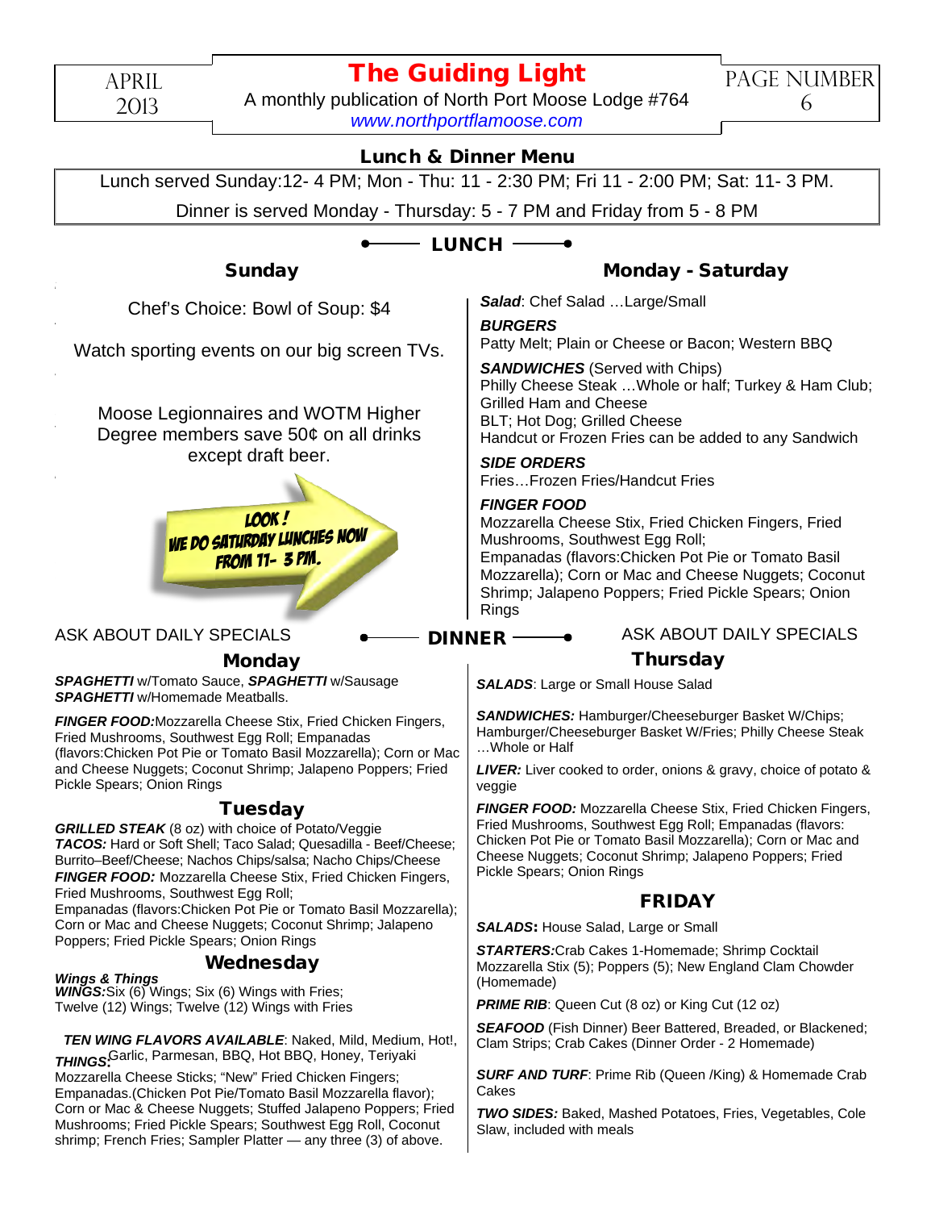## Lunch & Dinner Menu

Lunch served Sunday:12- 4 PM; Mon - Thu: 11 - 2:30 PM; Fri 11 - 2:00 PM; Sat: 11- 3 PM.

Dinner is served Monday - Thursday: 5 - 7 PM and Friday from 5 - 8 PM

## LUNCH

### Sunday

Chef's Choice: Bowl of Soup: $4

Watch sporting events on our big screen TVs.

Moose Legionnaires and WOTM Higher Degree members save 50¢ on all drinks except draft beer.

LOOK ! WE DO SATURDAY LUNCHES NOW FROM 11- 3 PM.

ASK ABOUT DAILY SPECIALS

### Monday - Saturday

***Salad***: Chef Salad …Large/Small

***BURGERS***
Patty Melt; Plain or Cheese or Bacon; Western BBQ

***SANDWICHES*** (Served with Chips)
Philly Cheese Steak …Whole or half; Turkey & Ham Club; Grilled Ham and Cheese
BLT; Hot Dog; Grilled Cheese
Handcut or Frozen Fries can be added to any Sandwich

***SIDE ORDERS***
Fries…Frozen Fries/Handcut Fries

***FINGER FOOD***
Mozzarella Cheese Stix, Fried Chicken Fingers, Fried Mushrooms, Southwest Egg Roll;
Empanadas (flavors:Chicken Pot Pie or Tomato Basil Mozzarella); Corn or Mac and Cheese Nuggets; Coconut Shrimp; Jalapeno Poppers; Fried Pickle Spears; Onion Rings

ASK ABOUT DAILY SPECIALS

## DINNER

### Monday

***SPAGHETTI*** w/Tomato Sauce, ***SPAGHETTI*** w/Sausage
***SPAGHETTI*** w/Homemade Meatballs.

***FINGER FOOD:***Mozzarella Cheese Stix, Fried Chicken Fingers, Fried Mushrooms, Southwest Egg Roll; Empanadas (flavors:Chicken Pot Pie or Tomato Basil Mozzarella); Corn or Mac and Cheese Nuggets; Coconut Shrimp; Jalapeno Poppers; Fried Pickle Spears; Onion Rings

### Tuesday

***GRILLED STEAK*** (8 oz) with choice of Potato/Veggie
***TACOS:*** Hard or Soft Shell; Taco Salad; Quesadilla - Beef/Cheese; Burrito–Beef/Cheese; Nachos Chips/salsa; Nacho Chips/Cheese
***FINGER FOOD:*** Mozzarella Cheese Stix, Fried Chicken Fingers, Fried Mushrooms, Southwest Egg Roll;
Empanadas (flavors:Chicken Pot Pie or Tomato Basil Mozzarella); Corn or Mac and Cheese Nuggets; Coconut Shrimp; Jalapeno Poppers; Fried Pickle Spears; Onion Rings

### Wednesday

***Wings & Things***
***WINGS:***Six (6) Wings; Six (6) Wings with Fries;
Twelve (12) Wings; Twelve (12) Wings with Fries

***TEN WING FLAVORS AVAILABLE***: Naked, Mild, Medium, Hot!, Garlic, Parmesan, BBQ, Hot BBQ, Honey, Teriyaki

***THINGS:***
Mozzarella Cheese Sticks; "New" Fried Chicken Fingers; Empanadas.(Chicken Pot Pie/Tomato Basil Mozzarella flavor); Corn or Mac & Cheese Nuggets; Stuffed Jalapeno Poppers; Fried Mushrooms; Fried Pickle Spears; Southwest Egg Roll, Coconut shrimp; French Fries; Sampler Platter — any three (3) of above.

### Thursday

***SALADS***: Large or Small House Salad

***SANDWICHES:*** Hamburger/Cheeseburger Basket W/Chips; Hamburger/Cheeseburger Basket W/Fries; Philly Cheese Steak …Whole or Half

***LIVER:*** Liver cooked to order, onions & gravy, choice of potato & veggie

***FINGER FOOD:*** Mozzarella Cheese Stix, Fried Chicken Fingers, Fried Mushrooms, Southwest Egg Roll; Empanadas (flavors: Chicken Pot Pie or Tomato Basil Mozzarella); Corn or Mac and Cheese Nuggets; Coconut Shrimp; Jalapeno Poppers; Fried Pickle Spears; Onion Rings

### FRIDAY

***SALADS*:** House Salad, Large or Small

***STARTERS:***Crab Cakes 1-Homemade; Shrimp Cocktail Mozzarella Stix (5); Poppers (5); New England Clam Chowder (Homemade)

***PRIME RIB***: Queen Cut (8 oz) or King Cut (12 oz)

***SEAFOOD*** (Fish Dinner) Beer Battered, Breaded, or Blackened; Clam Strips; Crab Cakes (Dinner Order - 2 Homemade)

***SURF AND TURF***: Prime Rib (Queen /King) & Homemade Crab Cakes

***TWO SIDES:*** Baked, Mashed Potatoes, Fries, Vegetables, Cole Slaw, included with meals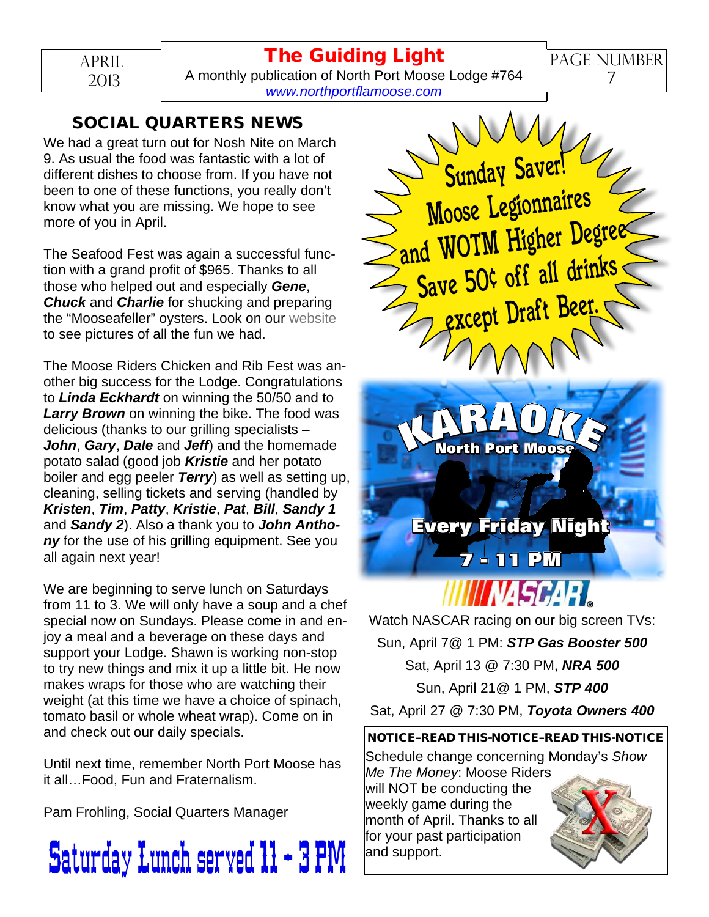## SOCIAL QUARTERS NEWS

We had a great turn out for Nosh Nite on March 9. As usual the food was fantastic with a lot of different dishes to choose from. If you have not been to one of these functions, you really don't know what you are missing. We hope to see more of you in April.

The Seafood Fest was again a successful function with a grand profit of $965. Thanks to all those who helped out and especially ***Gene***, ***Chuck*** and ***Charlie*** for shucking and preparing the "Mooseafeller" oysters. Look on our website to see pictures of all the fun we had.

The Moose Riders Chicken and Rib Fest was another big success for the Lodge. Congratulations to ***Linda Eckhardt*** on winning the 50/50 and to ***Larry Brown*** on winning the bike. The food was delicious (thanks to our grilling specialists – ***John***, ***Gary***, ***Dale*** and ***Jeff***) and the homemade potato salad (good job ***Kristie*** and her potato boiler and egg peeler ***Terry***) as well as setting up, cleaning, selling tickets and serving (handled by ***Kristen***, ***Tim***, ***Patty***, ***Kristie***, ***Pat***, ***Bill***, ***Sandy 1*** and ***Sandy 2***). Also a thank you to ***John Anthony*** for the use of his grilling equipment. See you all again next year!

We are beginning to serve lunch on Saturdays from 11 to 3. We will only have a soup and a chef special now on Sundays. Please come in and enjoy a meal and a beverage on these days and support your Lodge. Shawn is working non-stop to try new things and mix it up a little bit. He now makes wraps for those who are watching their weight (at this time we have a choice of spinach, tomato basil or whole wheat wrap). Come on in and check out our daily specials.

Until next time, remember North Port Moose has it all…Food, Fun and Fraternalism.

Pam Frohling, Social Quarters Manager

**Saturday Lunch served 11 - 3 PM**

**Sunday Saver!**
**Moose Legionnaires and WOTM Higher Degree**
**Save 50¢ off all drinks except Draft Beer.**

**KARAOKE**
**North Port Moose**
**Every Friday Night**
**7 - 11 PM**

**NASCAR**

Watch NASCAR racing on our big screen TVs:

Sun, April 7@ 1 PM: ***STP Gas Booster 500***

Sat, April 13 @ 7:30 PM, ***NRA 500***

Sun, April 21@ 1 PM, ***STP 400***

Sat, April 27 @ 7:30 PM, ***Toyota Owners 400***

**NOTICE-READ THIS-NOTICE-READ THIS-NOTICE**

Schedule change concerning Monday's *Show Me The Money*: Moose Riders will NOT be conducting the weekly game during the month of April. Thanks to all for your past participation and support.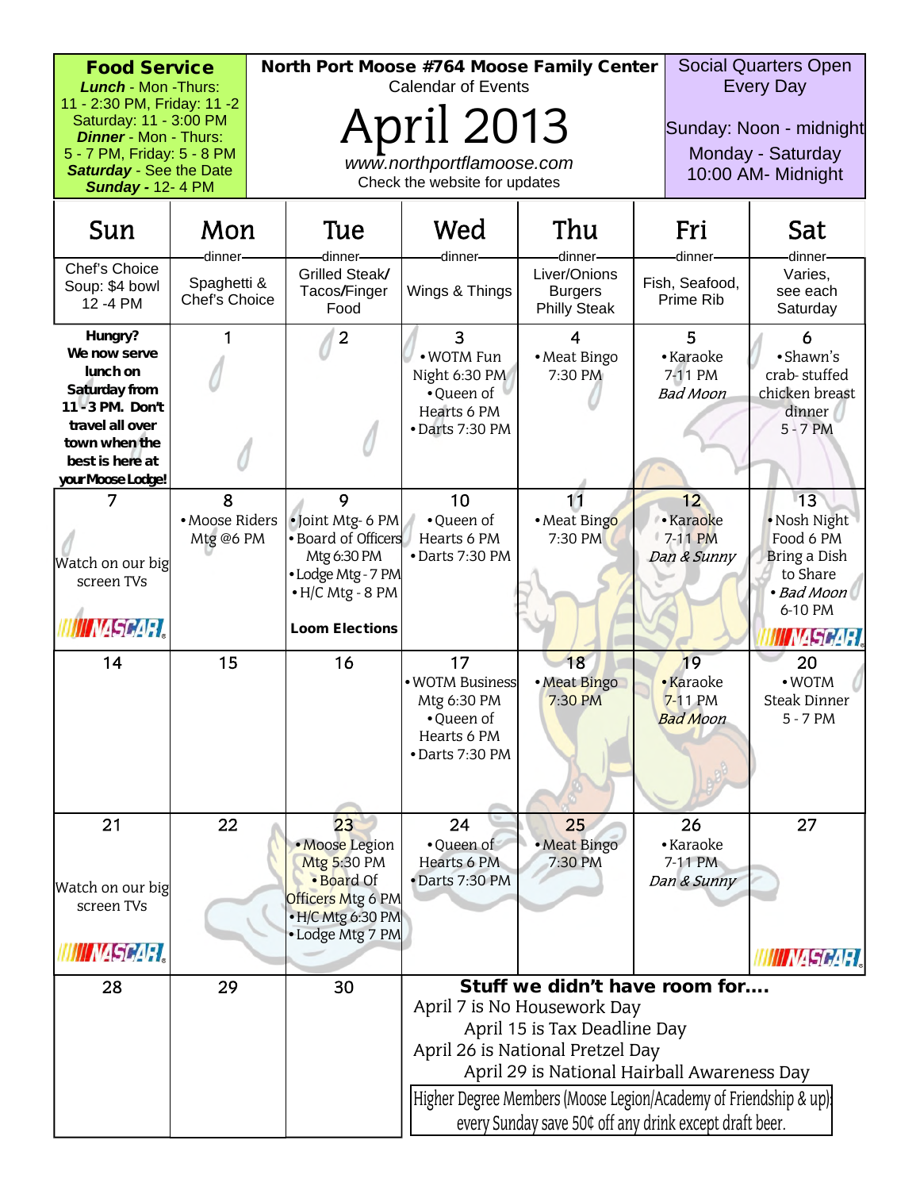**Food Service**
***Lunch*** - Mon -Thurs: 11 - 2:30 PM, Friday: 11 -2
Saturday: 11 - 3:00 PM
***Dinner*** - Mon - Thurs: 5 - 7 PM, Friday: 5 - 8 PM
***Saturday*** - See the Date
***Sunday*** - 12- 4 PM

**North Port Moose #764 Moose Family Center**
Calendar of Events

# April 2013

*www.northportflamoose.com*
Check the website for updates

Social Quarters Open Every Day
Sunday: Noon - midnight
Monday - Saturday 10:00 AM- Midnight

| Sun | Mon | Tue | Wed | Thu | Fri | Sat |
|---|---|---|---|---|---|---|
| Chef's Choice Soup: $4 bowl 12 -4 PM | -dinner- Spaghetti & Chef's Choice | -dinner- Grilled Steak/ Tacos/Finger Food | -dinner- Wings & Things | -dinner- Liver/Onions Burgers Philly Steak | -dinner- Fish, Seafood, Prime Rib | -dinner- Varies, see each Saturday |
| **Hungry? We now serve lunch on Saturday from 11 - 3 PM. Don't travel all over town when the best is here at your Moose Lodge!** | 1 | 2 | 3 • WOTM Fun Night 6:30 PM • Queen of Hearts 6 PM • Darts 7:30 PM | 4 • Meat Bingo 7:30 PM | 5 • Karaoke 7-11 PM *Bad Moon* | 6 • Shawn's crab- stuffed chicken breast dinner 5 - 7 PM |
| 7 Watch on our big screen TVs NASCAR | 8 • Moose Riders Mtg @6 PM | 9 • Joint Mtg- 6 PM • Board of Officers Mtg 6:30 PM • Lodge Mtg - 7 PM • H/C Mtg - 8 PM **Loom Elections** | 10 • Queen of Hearts 6 PM • Darts 7:30 PM | 11 • Meat Bingo 7:30 PM | 12 • Karaoke 7-11 PM *Dan & Sunny* | 13 • Nosh Night Food 6 PM Bring a Dish to Share • *Bad Moon* 6-10 PM NASCAR |
| 14 | 15 | 16 | 17 • WOTM Business Mtg 6:30 PM • Queen of Hearts 6 PM • Darts 7:30 PM | 18 • Meat Bingo 7:30 PM | 19 • Karaoke 7-11 PM *Bad Moon* | 20 • WOTM Steak Dinner 5 - 7 PM |
| 21 Watch on our big screen TVs NASCAR | 22 | 23 • Moose Legion Mtg 5:30 PM • Board Of Officers Mtg 6 PM • H/C Mtg 6:30 PM • Lodge Mtg 7 PM | 24 • Queen of Hearts 6 PM • Darts 7:30 PM | 25 • Meat Bingo 7:30 PM | 26 • Karaoke 7-11 PM *Dan & Sunny* | 27 NASCAR |
| 28 | 29 | 30 | | | | |

**Stuff we didn't have room for....**

April 7 is No Housework Day
April 15 is Tax Deadline Day
April 26 is National Pretzel Day
April 29 is National Hairball Awareness Day

Higher Degree Members (Moose Legion/Academy of Friendship & up): every Sunday save 50¢ off any drink except draft beer.